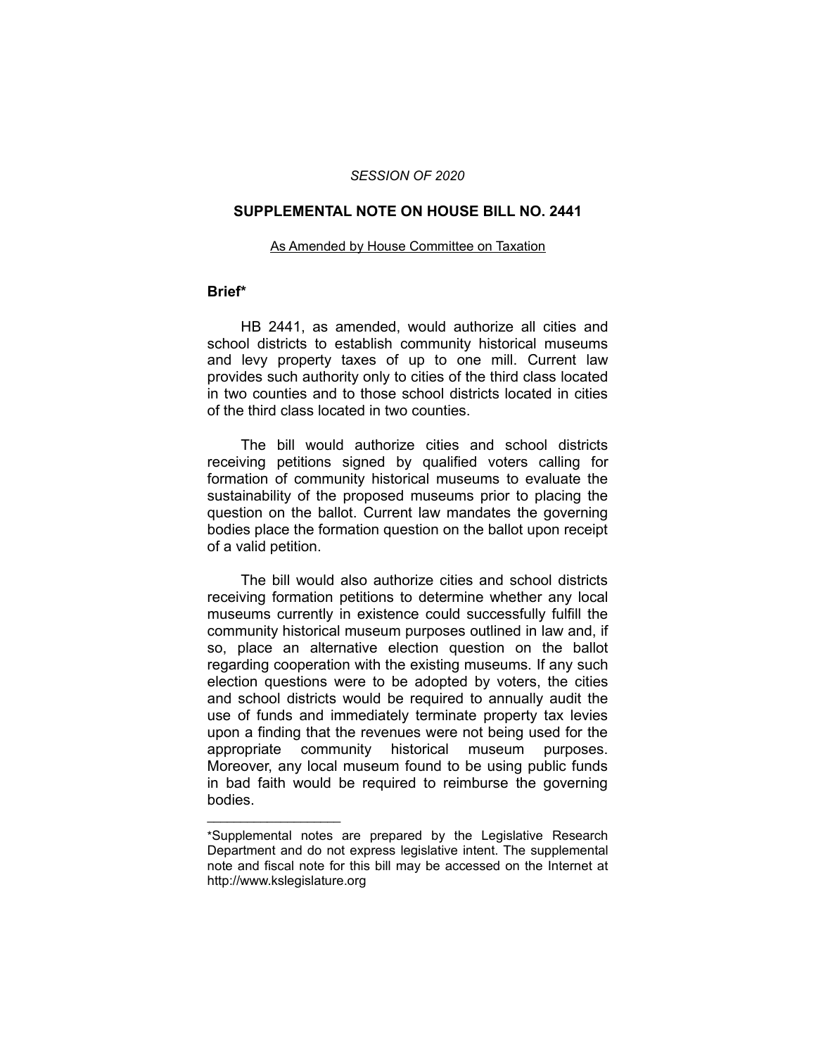*SESSION OF 2020*

**SUPPLEMENTAL NOTE ON HOUSE BILL NO. 2441**

As Amended by House Committee on Taxation

**Brief***

HB 2441, as amended, would authorize all cities and school districts to establish community historical museums and levy property taxes of up to one mill. Current law provides such authority only to cities of the third class located in two counties and to those school districts located in cities of the third class located in two counties.

The bill would authorize cities and school districts receiving petitions signed by qualified voters calling for formation of community historical museums to evaluate the sustainability of the proposed museums prior to placing the question on the ballot. Current law mandates the governing bodies place the formation question on the ballot upon receipt of a valid petition.

The bill would also authorize cities and school districts receiving formation petitions to determine whether any local museums currently in existence could successfully fulfill the community historical museum purposes outlined in law and, if so, place an alternative election question on the ballot regarding cooperation with the existing museums. If any such election questions were to be adopted by voters, the cities and school districts would be required to annually audit the use of funds and immediately terminate property tax levies upon a finding that the revenues were not being used for the appropriate community historical museum purposes. Moreover, any local museum found to be using public funds in bad faith would be required to reimburse the governing bodies.

---

*Supplemental notes are prepared by the Legislative Research Department and do not express legislative intent. The supplemental note and fiscal note for this bill may be accessed on the Internet at http://www.kslegislature.org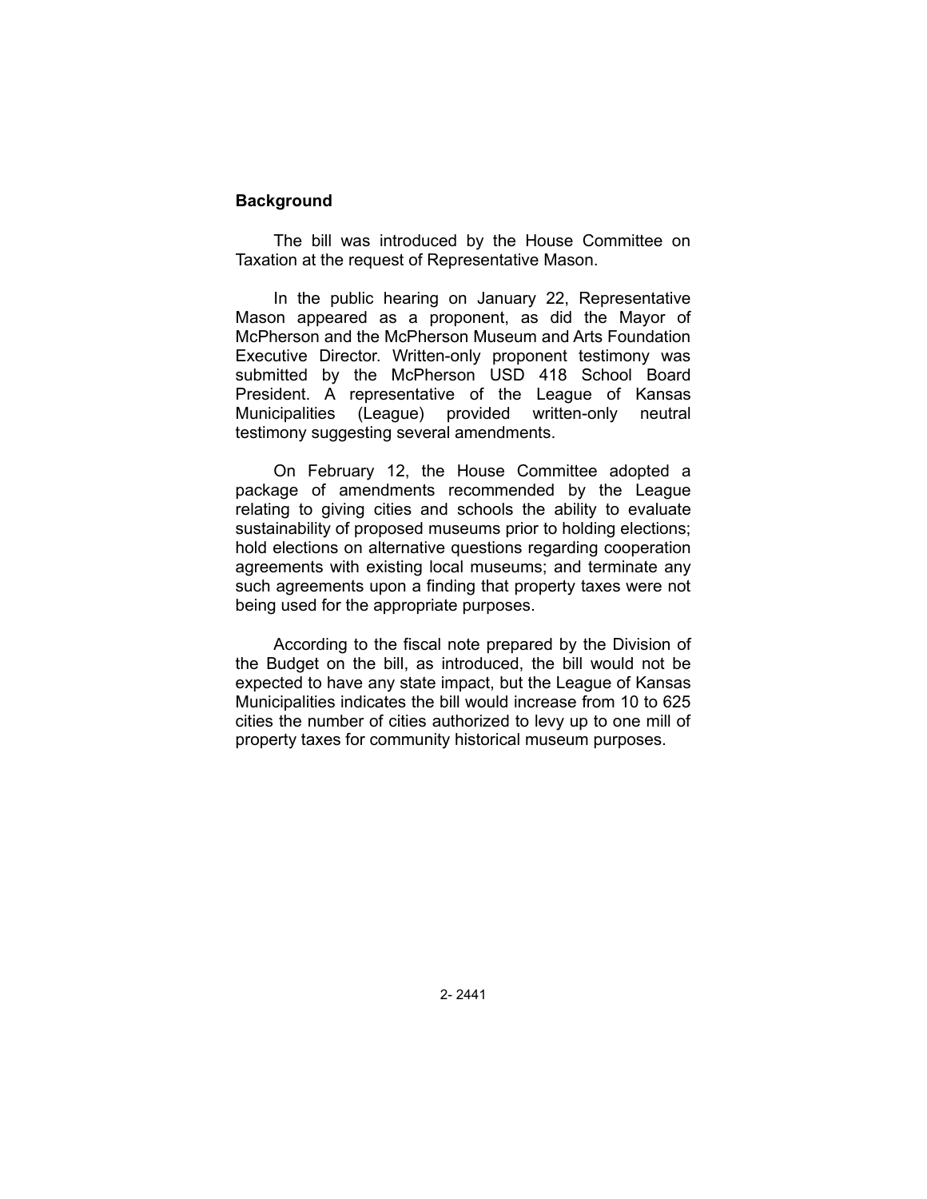**Background**

The bill was introduced by the House Committee on Taxation at the request of Representative Mason.

In the public hearing on January 22, Representative Mason appeared as a proponent, as did the Mayor of McPherson and the McPherson Museum and Arts Foundation Executive Director. Written-only proponent testimony was submitted by the McPherson USD 418 School Board President. A representative of the League of Kansas Municipalities (League) provided written-only neutral testimony suggesting several amendments.

On February 12, the House Committee adopted a package of amendments recommended by the League relating to giving cities and schools the ability to evaluate sustainability of proposed museums prior to holding elections; hold elections on alternative questions regarding cooperation agreements with existing local museums; and terminate any such agreements upon a finding that property taxes were not being used for the appropriate purposes.

According to the fiscal note prepared by the Division of the Budget on the bill, as introduced, the bill would not be expected to have any state impact, but the League of Kansas Municipalities indicates the bill would increase from 10 to 625 cities the number of cities authorized to levy up to one mill of property taxes for community historical museum purposes.